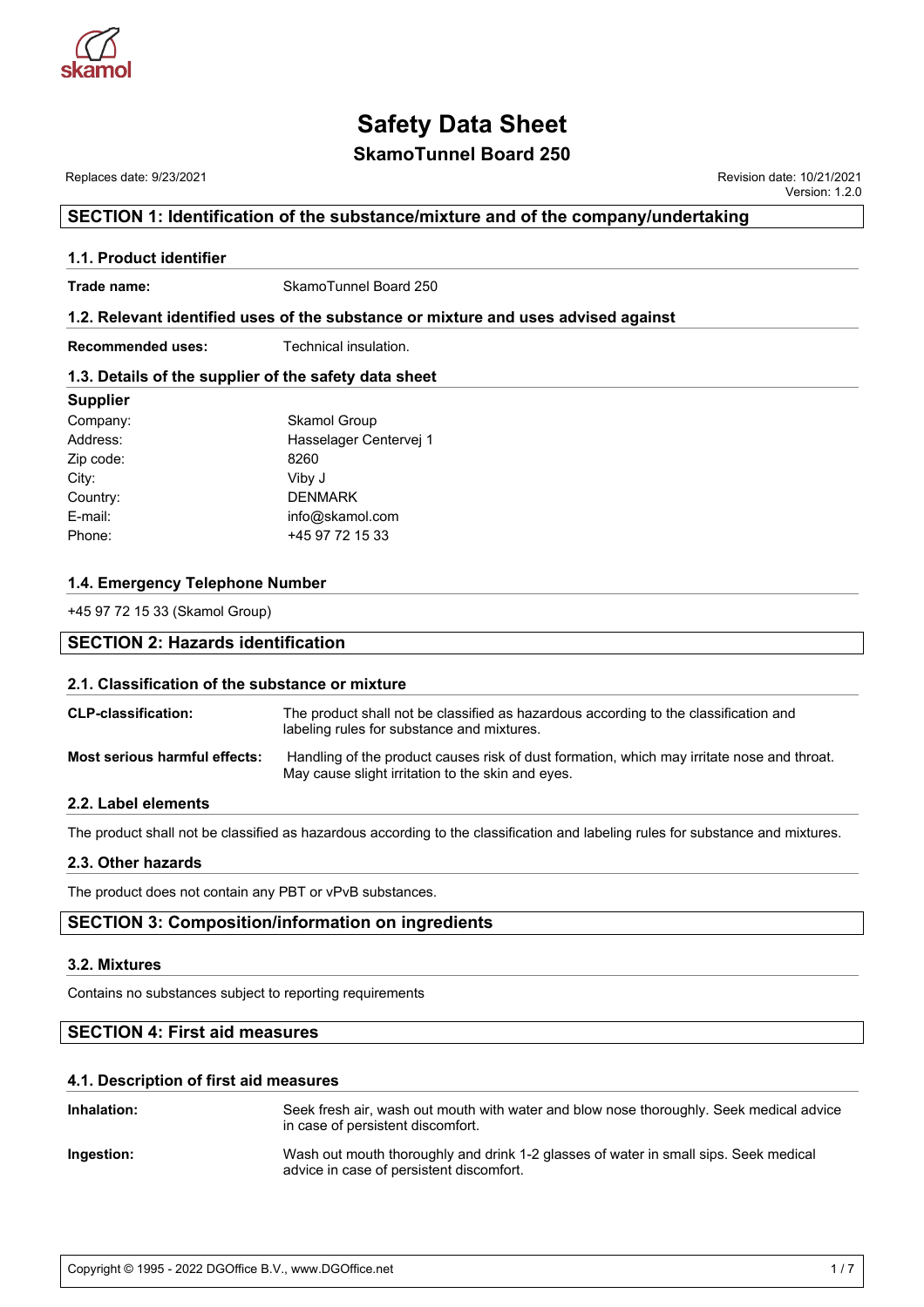# Safety Data Sheet

## SkamoTunnel Board 250

Replaces date: 9/23/2021

Revision date: 10/21/2021
Version: 1.2.0

## SECTION 1: Identification of the substance/mixture and of the company/undertaking

### 1.1. Product identifier

**Trade name:** SkamoTunnel Board 250

### 1.2. Relevant identified uses of the substance or mixture and uses advised against

**Recommended uses:** Technical insulation.

### 1.3. Details of the supplier of the safety data sheet

**Supplier**

| | |
|---|---|
| Company: | Skamol Group |
| Address: | Hasselager Centervej 1 |
| Zip code: | 8260 |
| City: | Viby J |
| Country: | DENMARK |
| E-mail: | info@skamol.com |
| Phone: | +45 97 72 15 33 |

### 1.4. Emergency Telephone Number

+45 97 72 15 33 (Skamol Group)

## SECTION 2: Hazards identification

### 2.1. Classification of the substance or mixture

**CLP-classification:** The product shall not be classified as hazardous according to the classification and labeling rules for substance and mixtures.

**Most serious harmful effects:** Handling of the product causes risk of dust formation, which may irritate nose and throat. May cause slight irritation to the skin and eyes.

### 2.2. Label elements

The product shall not be classified as hazardous according to the classification and labeling rules for substance and mixtures.

### 2.3. Other hazards

The product does not contain any PBT or vPvB substances.

## SECTION 3: Composition/information on ingredients

### 3.2. Mixtures

Contains no substances subject to reporting requirements

## SECTION 4: First aid measures

### 4.1. Description of first aid measures

**Inhalation:** Seek fresh air, wash out mouth with water and blow nose thoroughly. Seek medical advice in case of persistent discomfort.

**Ingestion:** Wash out mouth thoroughly and drink 1-2 glasses of water in small sips. Seek medical advice in case of persistent discomfort.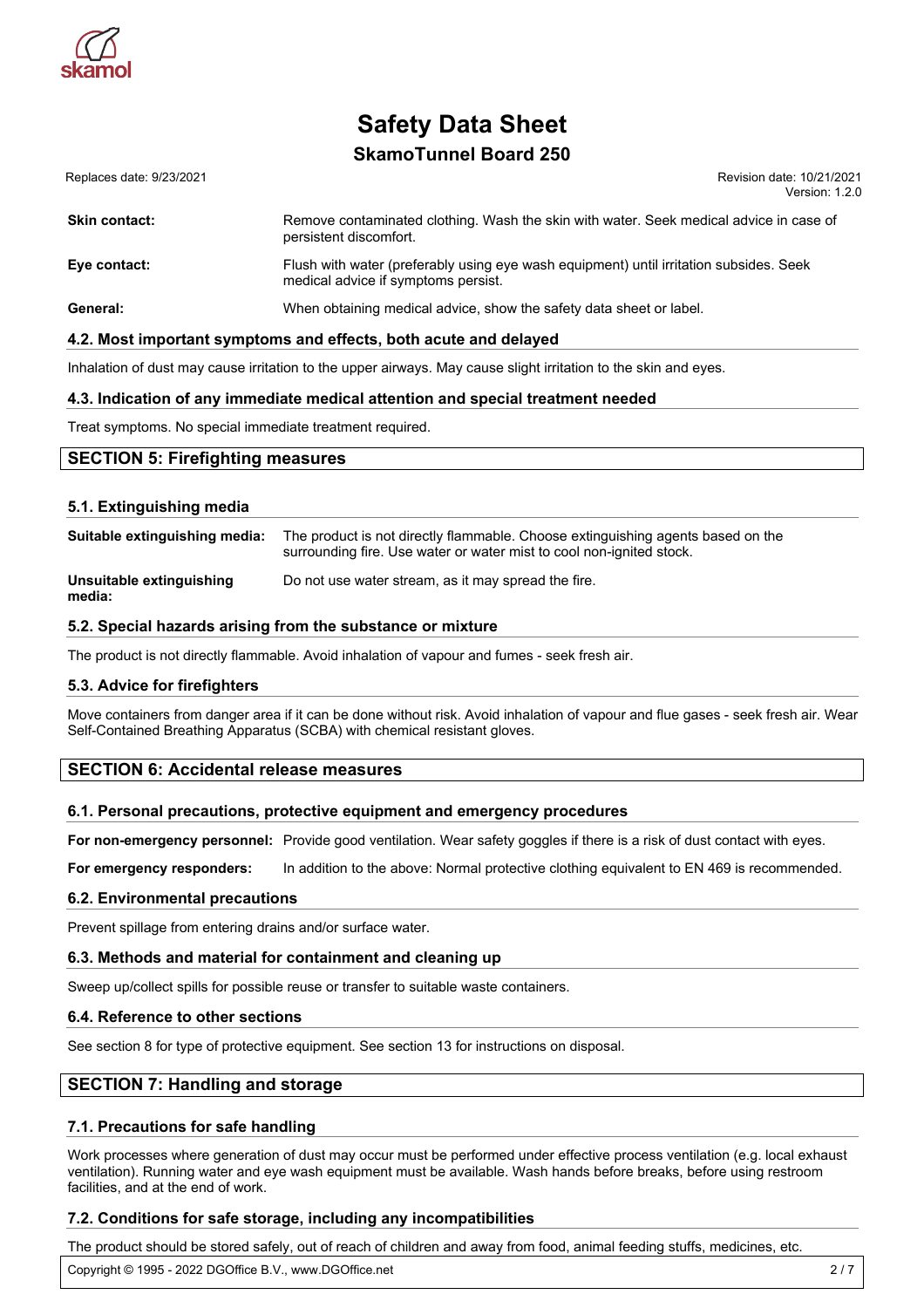| | |
|---|---|
| **Skin contact:** | Remove contaminated clothing. Wash the skin with water. Seek medical advice in case of persistent discomfort. |
| **Eye contact:** | Flush with water (preferably using eye wash equipment) until irritation subsides. Seek medical advice if symptoms persist. |
| **General:** | When obtaining medical advice, show the safety data sheet or label. |

### 4.2. Most important symptoms and effects, both acute and delayed

Inhalation of dust may cause irritation to the upper airways. May cause slight irritation to the skin and eyes.

### 4.3. Indication of any immediate medical attention and special treatment needed

Treat symptoms. No special immediate treatment required.

## SECTION 5: Firefighting measures

### 5.1. Extinguishing media

| | |
|---|---|
| **Suitable extinguishing media:** | The product is not directly flammable. Choose extinguishing agents based on the surrounding fire. Use water or water mist to cool non-ignited stock. |
| **Unsuitable extinguishing media:** | Do not use water stream, as it may spread the fire. |

### 5.2. Special hazards arising from the substance or mixture

The product is not directly flammable. Avoid inhalation of vapour and fumes - seek fresh air.

### 5.3. Advice for firefighters

Move containers from danger area if it can be done without risk. Avoid inhalation of vapour and flue gases - seek fresh air. Wear Self-Contained Breathing Apparatus (SCBA) with chemical resistant gloves.

## SECTION 6: Accidental release measures

### 6.1. Personal precautions, protective equipment and emergency procedures

| | |
|---|---|
| **For non-emergency personnel:** | Provide good ventilation. Wear safety goggles if there is a risk of dust contact with eyes. |
| **For emergency responders:** | In addition to the above: Normal protective clothing equivalent to EN 469 is recommended. |

### 6.2. Environmental precautions

Prevent spillage from entering drains and/or surface water.

### 6.3. Methods and material for containment and cleaning up

Sweep up/collect spills for possible reuse or transfer to suitable waste containers.

### 6.4. Reference to other sections

See section 8 for type of protective equipment. See section 13 for instructions on disposal.

## SECTION 7: Handling and storage

### 7.1. Precautions for safe handling

Work processes where generation of dust may occur must be performed under effective process ventilation (e.g. local exhaust ventilation). Running water and eye wash equipment must be available. Wash hands before breaks, before using restroom facilities, and at the end of work.

### 7.2. Conditions for safe storage, including any incompatibilities

The product should be stored safely, out of reach of children and away from food, animal feeding stuffs, medicines, etc.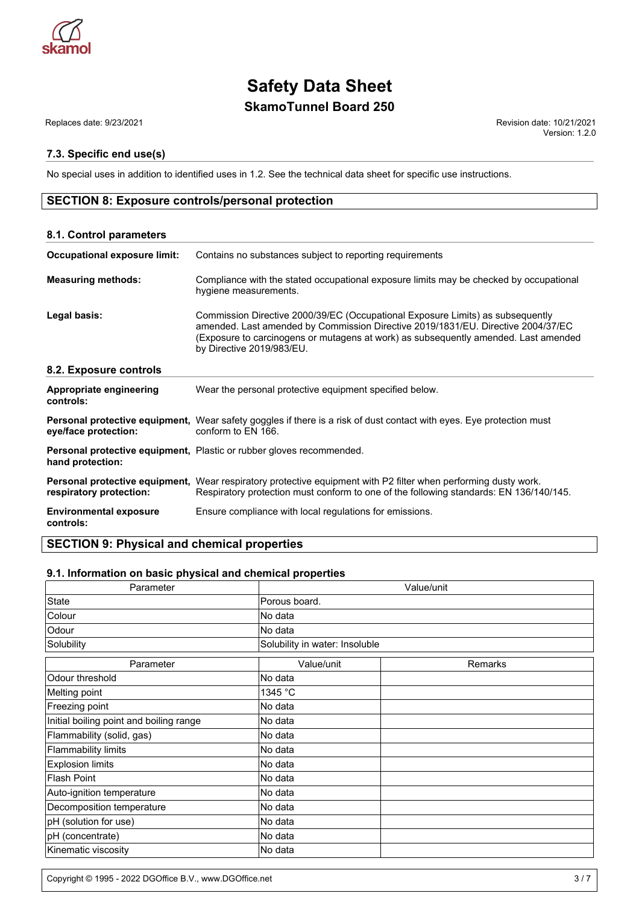### 7.3. Specific end use(s)

No special uses in addition to identified uses in 1.2. See the technical data sheet for specific use instructions.

## SECTION 8: Exposure controls/personal protection

### 8.1. Control parameters

**Occupational exposure limit:** Contains no substances subject to reporting requirements

**Measuring methods:** Compliance with the stated occupational exposure limits may be checked by occupational hygiene measurements.

**Legal basis:** Commission Directive 2000/39/EC (Occupational Exposure Limits) as subsequently amended. Last amended by Commission Directive 2019/1831/EU. Directive 2004/37/EC (Exposure to carcinogens or mutagens at work) as subsequently amended. Last amended by Directive 2019/983/EU.

### 8.2. Exposure controls

**Appropriate engineering controls:** Wear the personal protective equipment specified below.

**Personal protective equipment, eye/face protection:** Wear safety goggles if there is a risk of dust contact with eyes. Eye protection must conform to EN 166.

**Personal protective equipment, hand protection:** Plastic or rubber gloves recommended.

**Personal protective equipment, respiratory protection:** Wear respiratory protective equipment with P2 filter when performing dusty work. Respiratory protection must conform to one of the following standards: EN 136/140/145.

**Environmental exposure controls:** Ensure compliance with local regulations for emissions.

## SECTION 9: Physical and chemical properties

### 9.1. Information on basic physical and chemical properties

| Parameter | Value/unit |
|---|---|
| State | Porous board. |
| Colour | No data |
| Odour | No data |
| Solubility | Solubility in water: Insoluble |

| Parameter | Value/unit | Remarks |
|---|---|---|
| Odour threshold | No data | |
| Melting point | 1345 °C | |
| Freezing point | No data | |
| Initial boiling point and boiling range | No data | |
| Flammability (solid, gas) | No data | |
| Flammability limits | No data | |
| Explosion limits | No data | |
| Flash Point | No data | |
| Auto-ignition temperature | No data | |
| Decomposition temperature | No data | |
| pH (solution for use) | No data | |
| pH (concentrate) | No data | |
| Kinematic viscosity | No data | |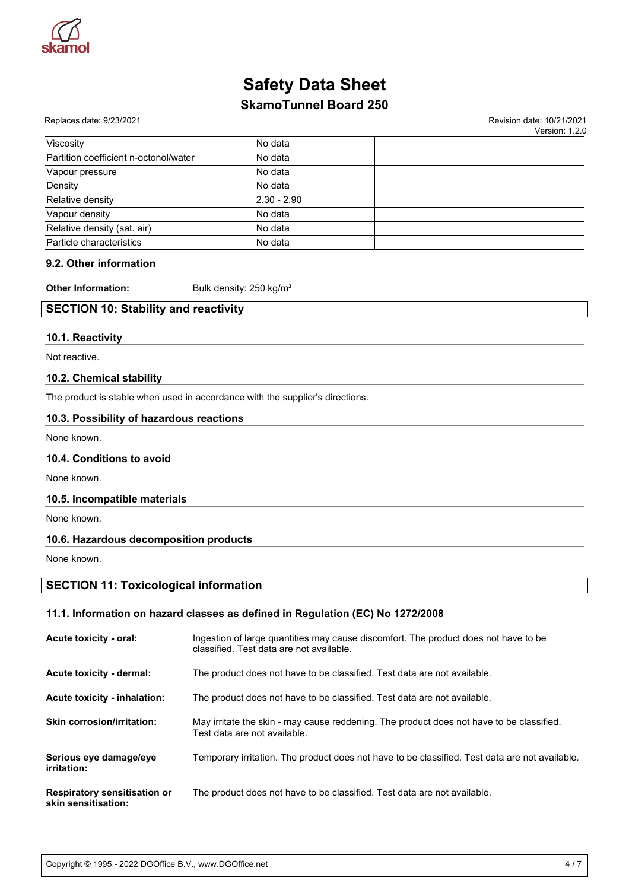| | | |
|---|---|---|
| Viscosity | No data | |
| Partition coefficient n-octonol/water | No data | |
| Vapour pressure | No data | |
| Density | No data | |
| Relative density | 2.30 - 2.90 | |
| Vapour density | No data | |
| Relative density (sat. air) | No data | |
| Particle characteristics | No data | |

### 9.2. Other information

**Other Information:** Bulk density: 250 kg/m³

## SECTION 10: Stability and reactivity

### 10.1. Reactivity

Not reactive.

### 10.2. Chemical stability

The product is stable when used in accordance with the supplier's directions.

### 10.3. Possibility of hazardous reactions

None known.

### 10.4. Conditions to avoid

None known.

### 10.5. Incompatible materials

None known.

### 10.6. Hazardous decomposition products

None known.

## SECTION 11: Toxicological information

### 11.1. Information on hazard classes as defined in Regulation (EC) No 1272/2008

**Acute toxicity - oral:** Ingestion of large quantities may cause discomfort. The product does not have to be classified. Test data are not available.

**Acute toxicity - dermal:** The product does not have to be classified. Test data are not available.

**Acute toxicity - inhalation:** The product does not have to be classified. Test data are not available.

**Skin corrosion/irritation:** May irritate the skin - may cause reddening. The product does not have to be classified. Test data are not available.

**Serious eye damage/eye irritation:** Temporary irritation. The product does not have to be classified. Test data are not available.

**Respiratory sensitisation or skin sensitisation:** The product does not have to be classified. Test data are not available.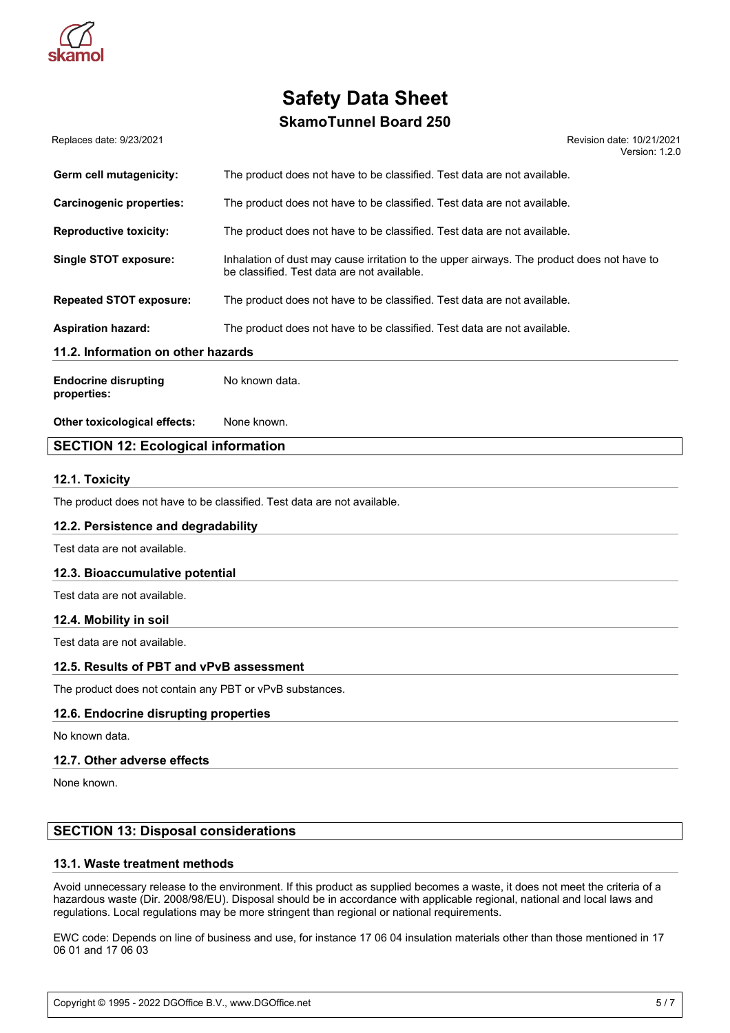| | |
|---|---|
| **Germ cell mutagenicity:** | The product does not have to be classified. Test data are not available. |
| **Carcinogenic properties:** | The product does not have to be classified. Test data are not available. |
| **Reproductive toxicity:** | The product does not have to be classified. Test data are not available. |
| **Single STOT exposure:** | Inhalation of dust may cause irritation to the upper airways. The product does not have to be classified. Test data are not available. |
| **Repeated STOT exposure:** | The product does not have to be classified. Test data are not available. |
| **Aspiration hazard:** | The product does not have to be classified. Test data are not available. |

### 11.2. Information on other hazards

| | |
|---|---|
| **Endocrine disrupting properties:** | No known data. |
| **Other toxicological effects:** | None known. |

## SECTION 12: Ecological information

### 12.1. Toxicity

The product does not have to be classified. Test data are not available.

### 12.2. Persistence and degradability

Test data are not available.

### 12.3. Bioaccumulative potential

Test data are not available.

### 12.4. Mobility in soil

Test data are not available.

### 12.5. Results of PBT and vPvB assessment

The product does not contain any PBT or vPvB substances.

### 12.6. Endocrine disrupting properties

No known data.

### 12.7. Other adverse effects

None known.

## SECTION 13: Disposal considerations

### 13.1. Waste treatment methods

Avoid unnecessary release to the environment. If this product as supplied becomes a waste, it does not meet the criteria of a hazardous waste (Dir. 2008/98/EU). Disposal should be in accordance with applicable regional, national and local laws and regulations. Local regulations may be more stringent than regional or national requirements.

EWC code: Depends on line of business and use, for instance 17 06 04 insulation materials other than those mentioned in 17 06 01 and 17 06 03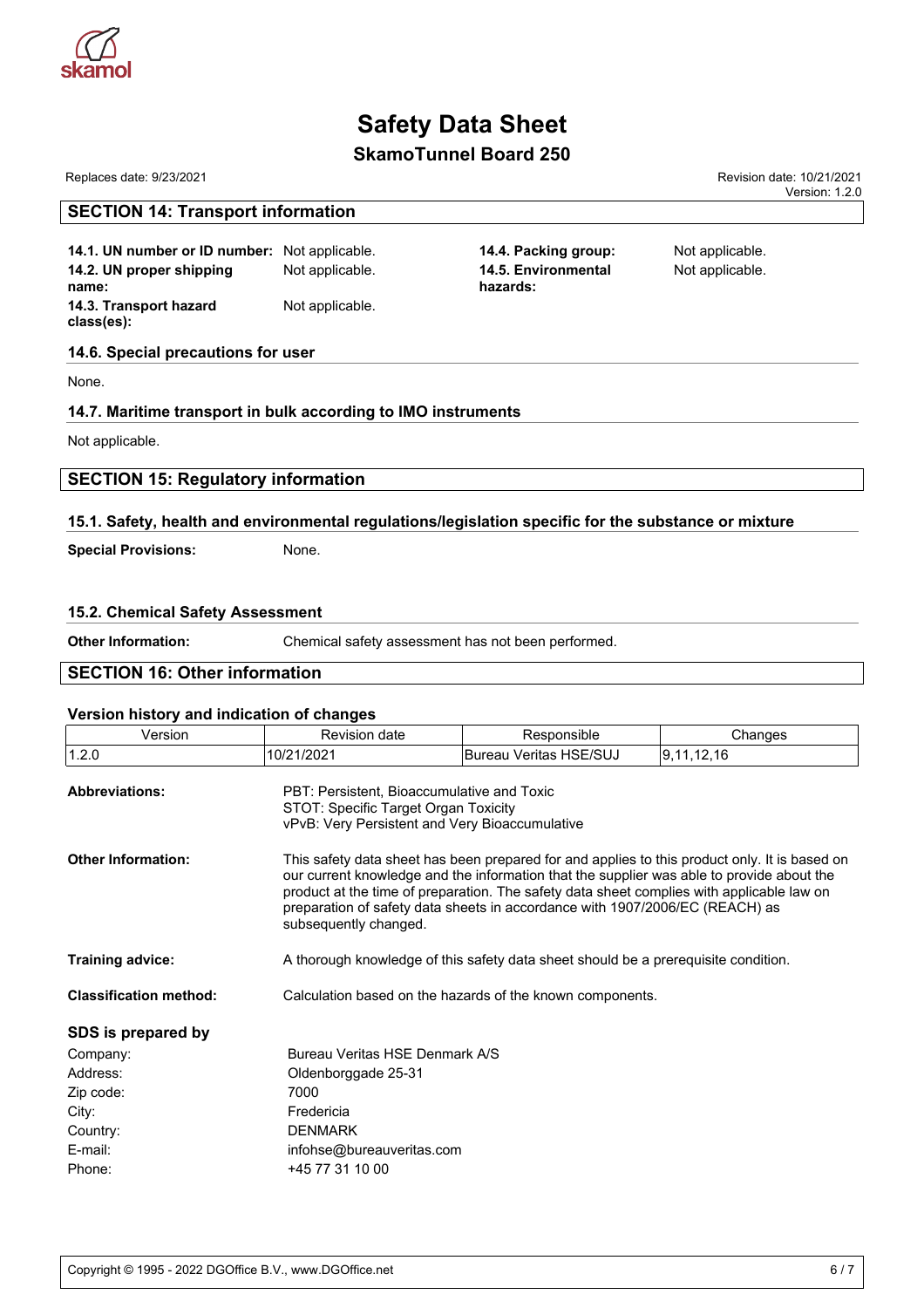# Safety Data Sheet

## SkamoTunnel Board 250

Replaces date: 9/23/2021

Revision date: 10/21/2021
Version: 1.2.0

## SECTION 14: Transport information

**14.1. UN number or ID number:** Not applicable.

**14.2. UN proper shipping name:** Not applicable.

**14.3. Transport hazard class(es):** Not applicable.

**14.4. Packing group:** Not applicable.

**14.5. Environmental hazards:** Not applicable.

### 14.6. Special precautions for user

None.

### 14.7. Maritime transport in bulk according to IMO instruments

Not applicable.

## SECTION 15: Regulatory information

### 15.1. Safety, health and environmental regulations/legislation specific for the substance or mixture

**Special Provisions:** None.

### 15.2. Chemical Safety Assessment

**Other Information:** Chemical safety assessment has not been performed.

## SECTION 16: Other information

### Version history and indication of changes

| Version | Revision date | Responsible | Changes |
|---|---|---|---|
| 1.2.0 | 10/21/2021 | Bureau Veritas HSE/SUJ | 9,11,12,16 |

**Abbreviations:**
PBT: Persistent, Bioaccumulative and Toxic
STOT: Specific Target Organ Toxicity
vPvB: Very Persistent and Very Bioaccumulative

**Other Information:** This safety data sheet has been prepared for and applies to this product only. It is based on our current knowledge and the information that the supplier was able to provide about the product at the time of preparation. The safety data sheet complies with applicable law on preparation of safety data sheets in accordance with 1907/2006/EC (REACH) as subsequently changed.

**Training advice:** A thorough knowledge of this safety data sheet should be a prerequisite condition.

**Classification method:** Calculation based on the hazards of the known components.

### SDS is prepared by

Company: Bureau Veritas HSE Denmark A/S
Address: Oldenborggade 25-31
Zip code: 7000
City: Fredericia
Country: DENMARK
E-mail: infohse@bureauveritas.com
Phone: +45 77 31 10 00

Copyright © 1995 - 2022 DGOffice B.V., www.DGOffice.net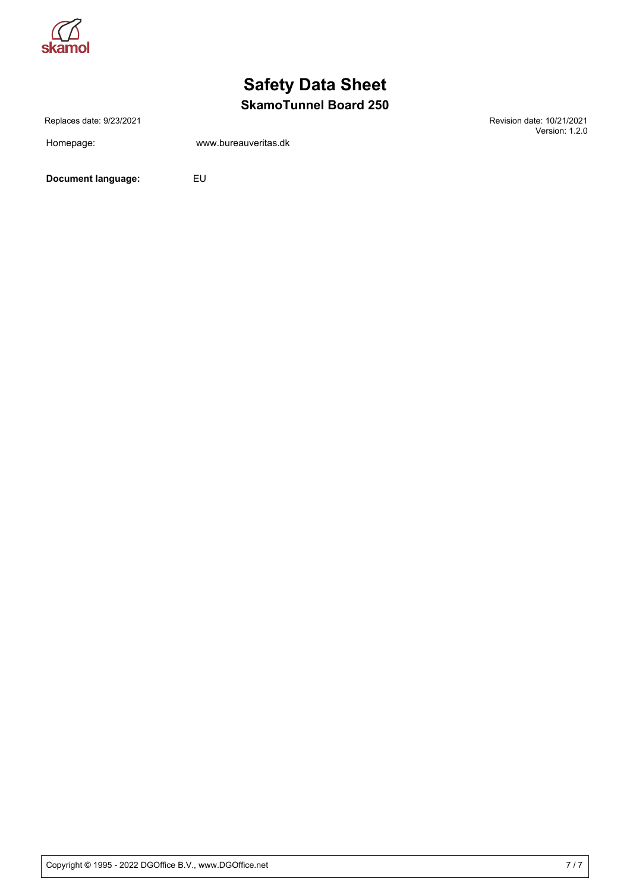Homepage: www.bureauveritas.dk

**Document language:** EU